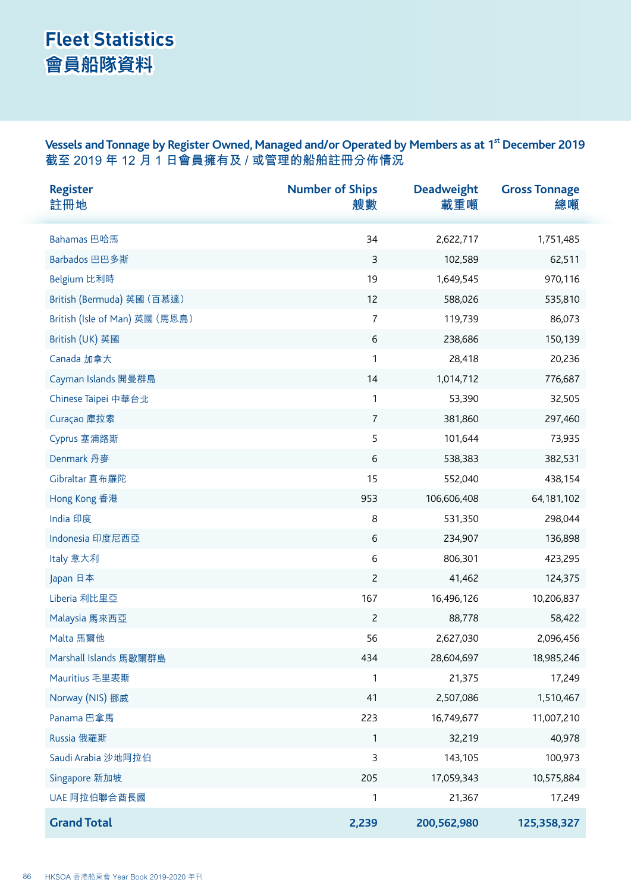# Fleet Statistics
# 會員船隊資料

## Vessels and Tonnage by Register Owned, Managed and/or Operated by Members as at 1st December 2019
## 截至 2019 年 12 月 1 日會員擁有及 / 或管理的船舶註冊分佈情況

| Register<br>註冊地 | Number of Ships<br>艘數 | Deadweight<br>載重噸 | Gross Tonnage<br>總噸 |
|---|---:|---:|---:|
| Bahamas 巴哈馬 | 34 | 2,622,717 | 1,751,485 |
| Barbados 巴巴多斯 | 3 | 102,589 | 62,511 |
| Belgium 比利時 | 19 | 1,649,545 | 970,116 |
| British (Bermuda) 英國（百慕達） | 12 | 588,026 | 535,810 |
| British (Isle of Man) 英國（馬恩島） | 7 | 119,739 | 86,073 |
| British (UK) 英國 | 6 | 238,686 | 150,139 |
| Canada 加拿大 | 1 | 28,418 | 20,236 |
| Cayman Islands 開曼群島 | 14 | 1,014,712 | 776,687 |
| Chinese Taipei 中華台北 | 1 | 53,390 | 32,505 |
| Curaçao 庫拉索 | 7 | 381,860 | 297,460 |
| Cyprus 塞浦路斯 | 5 | 101,644 | 73,935 |
| Denmark 丹麥 | 6 | 538,383 | 382,531 |
| Gibraltar 直布羅陀 | 15 | 552,040 | 438,154 |
| Hong Kong 香港 | 953 | 106,606,408 | 64,181,102 |
| India 印度 | 8 | 531,350 | 298,044 |
| Indonesia 印度尼西亞 | 6 | 234,907 | 136,898 |
| Italy 意大利 | 6 | 806,301 | 423,295 |
| Japan 日本 | 2 | 41,462 | 124,375 |
| Liberia 利比里亞 | 167 | 16,496,126 | 10,206,837 |
| Malaysia 馬來西亞 | 2 | 88,778 | 58,422 |
| Malta 馬爾他 | 56 | 2,627,030 | 2,096,456 |
| Marshall Islands 馬歇爾群島 | 434 | 28,604,697 | 18,985,246 |
| Mauritius 毛里裘斯 | 1 | 21,375 | 17,249 |
| Norway (NIS) 挪威 | 41 | 2,507,086 | 1,510,467 |
| Panama 巴拿馬 | 223 | 16,749,677 | 11,007,210 |
| Russia 俄羅斯 | 1 | 32,219 | 40,978 |
| Saudi Arabia 沙地阿拉伯 | 3 | 143,105 | 100,973 |
| Singapore 新加坡 | 205 | 17,059,343 | 10,575,884 |
| UAE 阿拉伯聯合酋長國 | 1 | 21,367 | 17,249 |
| **Grand Total** | **2,239** | **200,562,980** | **125,358,327** |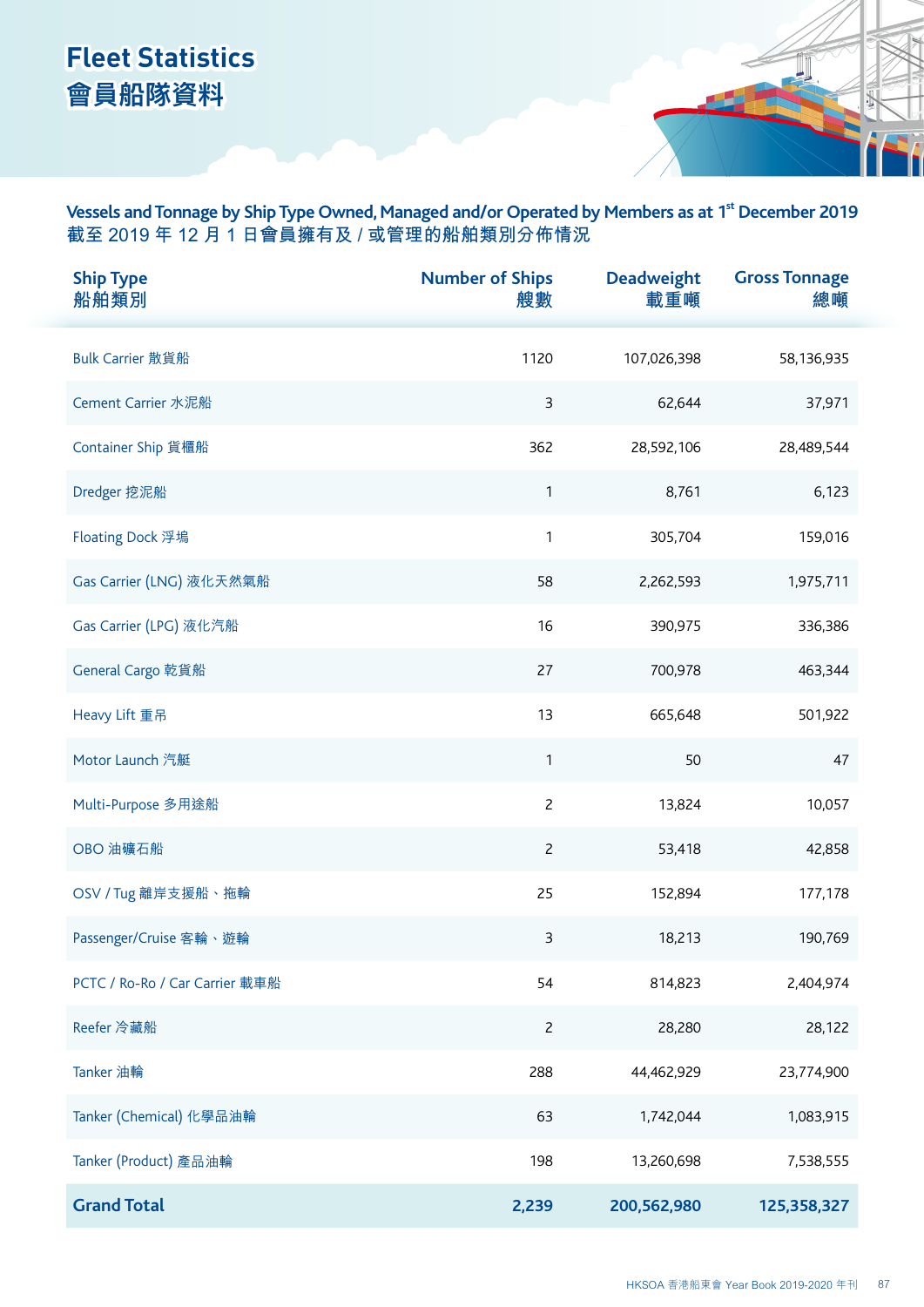# Fleet Statistics
# 會員船隊資料

## Vessels and Tonnage by Ship Type Owned, Managed and/or Operated by Members as at 1st December 2019
## 截至 2019 年 12 月 1 日會員擁有及 / 或管理的船舶類別分佈情況

| Ship Type 船舶類別 | Number of Ships 艘數 | Deadweight 載重噸 | Gross Tonnage 總噸 |
|---|---|---|---|
| Bulk Carrier 散貨船 | 1120 | 107,026,398 | 58,136,935 |
| Cement Carrier 水泥船 | 3 | 62,644 | 37,971 |
| Container Ship 貨櫃船 | 362 | 28,592,106 | 28,489,544 |
| Dredger 挖泥船 | 1 | 8,761 | 6,123 |
| Floating Dock 浮塢 | 1 | 305,704 | 159,016 |
| Gas Carrier (LNG) 液化天然氣船 | 58 | 2,262,593 | 1,975,711 |
| Gas Carrier (LPG) 液化汽船 | 16 | 390,975 | 336,386 |
| General Cargo 乾貨船 | 27 | 700,978 | 463,344 |
| Heavy Lift 重吊 | 13 | 665,648 | 501,922 |
| Motor Launch 汽艇 | 1 | 50 | 47 |
| Multi-Purpose 多用途船 | 2 | 13,824 | 10,057 |
| OBO 油礦石船 | 2 | 53,418 | 42,858 |
| OSV / Tug 離岸支援船、拖輪 | 25 | 152,894 | 177,178 |
| Passenger/Cruise 客輪、遊輪 | 3 | 18,213 | 190,769 |
| PCTC / Ro-Ro / Car Carrier 載車船 | 54 | 814,823 | 2,404,974 |
| Reefer 冷藏船 | 2 | 28,280 | 28,122 |
| Tanker 油輪 | 288 | 44,462,929 | 23,774,900 |
| Tanker (Chemical) 化學品油輪 | 63 | 1,742,044 | 1,083,915 |
| Tanker (Product) 產品油輪 | 198 | 13,260,698 | 7,538,555 |
| **Grand Total** | **2,239** | **200,562,980** | **125,358,327** |